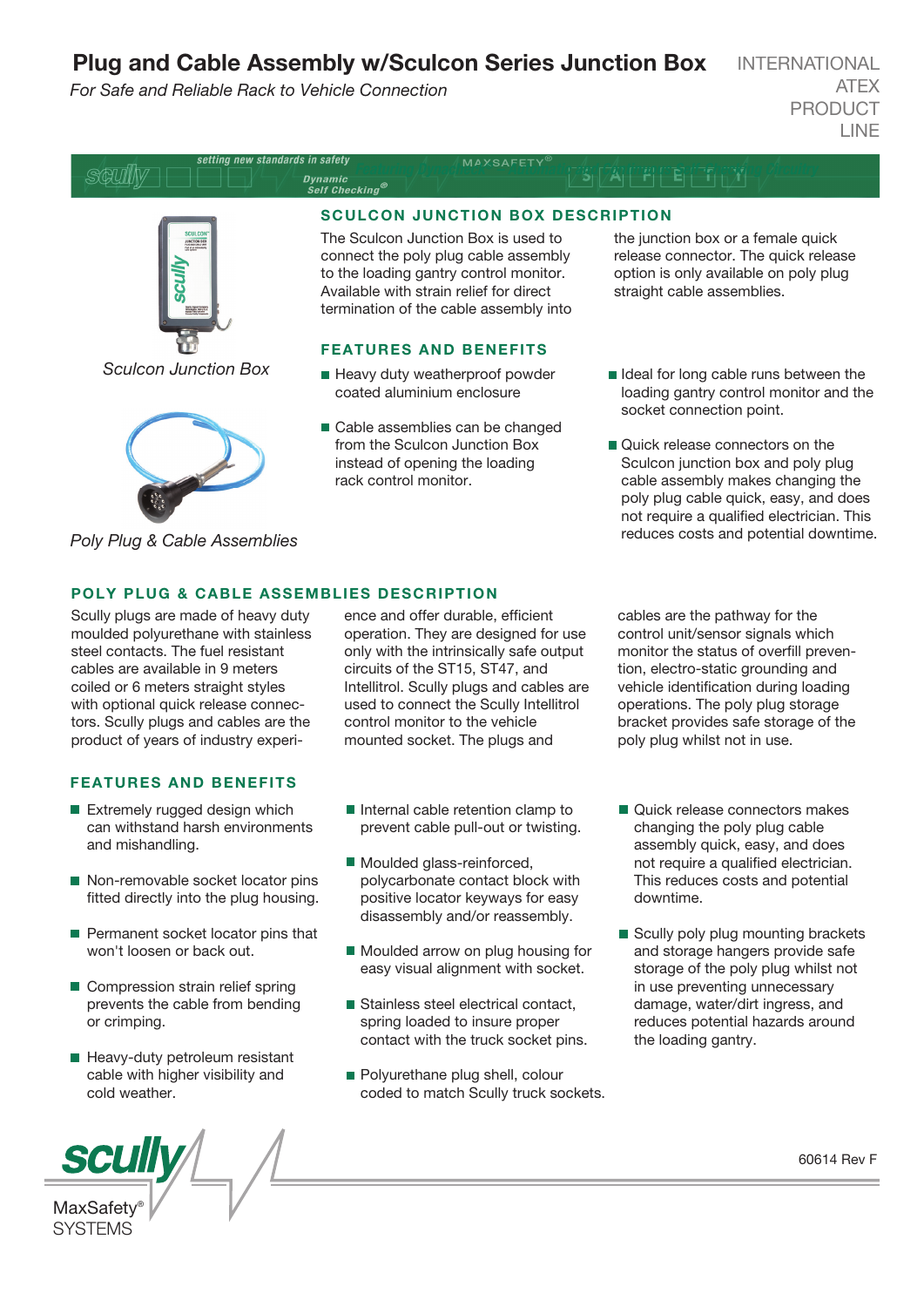# Plug and Cable Assembly w/Sculcon Series Junction Box

*For Safe and Reliable Rack to Vehicle Connection*

INTERNATIONAL ATEX PRODUCT LINE

*Sculcon Junction Box*

*Poly Plug & Cable Assemblies*

## SCULCON JUNCTION BOX DESCRIPTION

The Sculcon Junction Box is used to connect the poly plug cable assembly to the loading gantry control monitor. Available with strain relief for direct termination of the cable assembly into the junction box or a female quick release connector. The quick release option is only available on poly plug straight cable assemblies.

## FEATURES AND BENEFITS

- Heavy duty weatherproof powder coated aluminium enclosure
- Cable assemblies can be changed from the Sculcon Junction Box instead of opening the loading rack control monitor.
- Ideal for long cable runs between the loading gantry control monitor and the socket connection point.
- Quick release connectors on the Sculcon junction box and poly plug cable assembly makes changing the poly plug cable quick, easy, and does not require a qualified electrician. This reduces costs and potential downtime.

## POLY PLUG & CABLE ASSEMBLIES DESCRIPTION

Scully plugs are made of heavy duty moulded polyurethane with stainless steel contacts. The fuel resistant cables are available in 9 meters coiled or 6 meters straight styles with optional quick release connectors. Scully plugs and cables are the product of years of industry experience and offer durable, efficient operation. They are designed for use only with the intrinsically safe output circuits of the ST15, ST47, and Intellitrol. Scully plugs and cables are used to connect the Scully Intellitrol control monitor to the vehicle mounted socket. The plugs and cables are the pathway for the control unit/sensor signals which monitor the status of overfill prevention, electro-static grounding and vehicle identification during loading operations. The poly plug storage bracket provides safe storage of the poly plug whilst not in use.

## FEATURES AND BENEFITS

- Extremely rugged design which can withstand harsh environments and mishandling.
- Non-removable socket locator pins fitted directly into the plug housing.
- Permanent socket locator pins that won't loosen or back out.
- Compression strain relief spring prevents the cable from bending or crimping.
- Heavy-duty petroleum resistant cable with higher visibility and cold weather.
- Internal cable retention clamp to prevent cable pull-out or twisting.
- Moulded glass-reinforced, polycarbonate contact block with positive locator keyways for easy disassembly and/or reassembly.
- Moulded arrow on plug housing for easy visual alignment with socket.
- Stainless steel electrical contact, spring loaded to insure proper contact with the truck socket pins.
- Polyurethane plug shell, colour coded to match Scully truck sockets.
- Quick release connectors makes changing the poly plug cable assembly quick, easy, and does not require a qualified electrician. This reduces costs and potential downtime.
- Scully poly plug mounting brackets and storage hangers provide safe storage of the poly plug whilst not in use preventing unnecessary damage, water/dirt ingress, and reduces potential hazards around the loading gantry.

60614 Rev F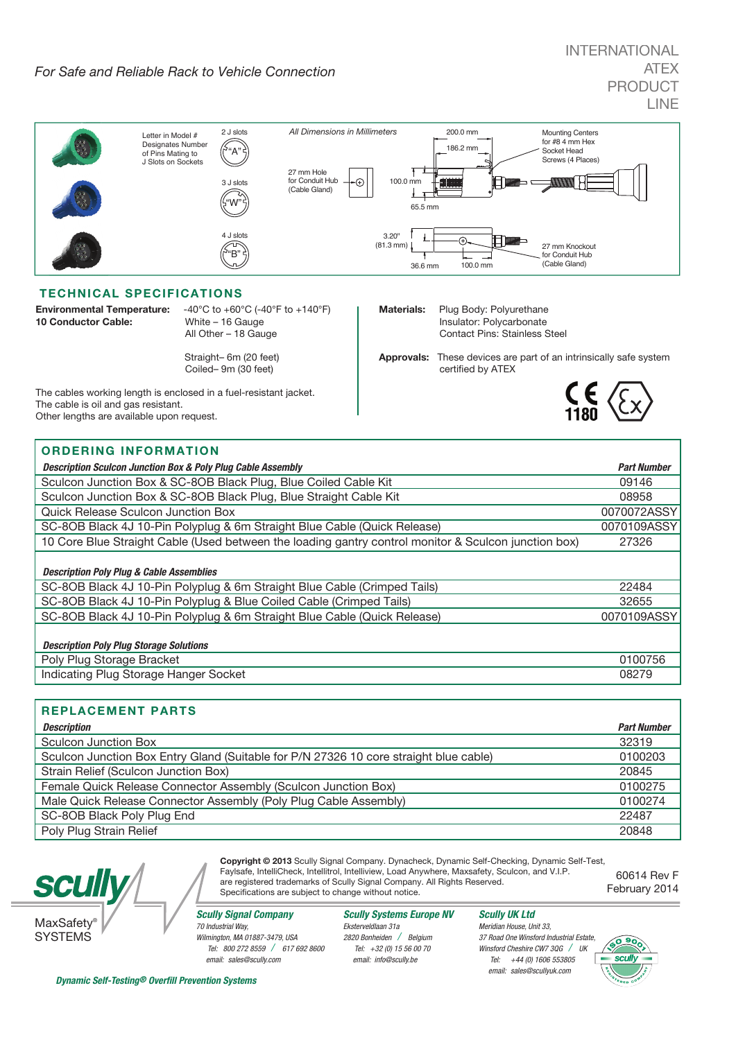*For Safe and Reliable Rack to Vehicle Connection*

INTERNATIONAL ATEX PRODUCT LINE

Letter in Model # Designates Number of Pins Mating to J Slots on Sockets

2 J slots "A"

3 J slots "W"

4 J slots "B"

*All Dimensions in Millimeters*

27 mm Hole for Conduit Hub (Cable Gland)

200.0 mm

186.2 mm

100.0 mm

65.5 mm

Mounting Centers for #8 4 mm Hex Socket Head Screws (4 Places)

3.20" (81.3 mm)

36.6 mm

100.0 mm

27 mm Knockout for Conduit Hub (Cable Gland)

## TECHNICAL SPECIFICATIONS

**Environmental Temperature:** -40°C to +60°C (-40°F to +140°F)

**10 Conductor Cable:** White – 16 Gauge
All Other – 18 Gauge

Straight– 6m (20 feet)
Coiled– 9m (30 feet)

The cables working length is enclosed in a fuel-resistant jacket.
The cable is oil and gas resistant.
Other lengths are available upon request.

**Materials:** Plug Body: Polyurethane
Insulator: Polycarbonate
Contact Pins: Stainless Steel

**Approvals:** These devices are part of an intrinsically safe system certified by ATEX

CE 1180

## ORDERING INFORMATION

| *Description Sculcon Junction Box & Poly Plug Cable Assembly* | *Part Number* |
|---|---|
| Sculcon Junction Box & SC-8OB Black Plug, Blue Coiled Cable Kit | 09146 |
| Sculcon Junction Box & SC-8OB Black Plug, Blue Straight Cable Kit | 08958 |
| Quick Release Sculcon Junction Box | 0070072ASSY |
| SC-8OB Black 4J 10-Pin Polyplug & 6m Straight Blue Cable (Quick Release) | 0070109ASSY |
| 10 Core Blue Straight Cable (Used between the loading gantry control monitor & Sculcon junction box) | 27326 |
| | |
| *Description Poly Plug & Cable Assemblies* | |
| SC-8OB Black 4J 10-Pin Polyplug & 6m Straight Blue Cable (Crimped Tails) | 22484 |
| SC-8OB Black 4J 10-Pin Polyplug & Blue Coiled Cable (Crimped Tails) | 32655 |
| SC-8OB Black 4J 10-Pin Polyplug & 6m Straight Blue Cable (Quick Release) | 0070109ASSY |
| | |
| *Description Poly Plug Storage Solutions* | |
| Poly Plug Storage Bracket | 0100756 |
| Indicating Plug Storage Hanger Socket | 08279 |

## REPLACEMENT PARTS

| *Description* | *Part Number* |
|---|---|
| Sculcon Junction Box | 32319 |
| Sculcon Junction Box Entry Gland (Suitable for P/N 27326 10 core straight blue cable) | 0100203 |
| Strain Relief (Sculcon Junction Box) | 20845 |
| Female Quick Release Connector Assembly (Sculcon Junction Box) | 0100275 |
| Male Quick Release Connector Assembly (Poly Plug Cable Assembly) | 0100274 |
| SC-8OB Black Poly Plug End | 22487 |
| Poly Plug Strain Relief | 20848 |

scully MaxSafety® SYSTEMS

**Copyright © 2013** Scully Signal Company. Dynacheck, Dynamic Self-Checking, Dynamic Self-Test, Faylsafe, IntelliCheck, Intellitrol, Intelliview, Load Anywhere, Maxsafety, Sculcon, and V.I.P. are registered trademarks of Scully Signal Company. All Rights Reserved.
Specifications are subject to change without notice.

60614 Rev F
February 2014

***Scully Signal Company***
*70 Industrial Way,*
*Wilmington, MA 01887-3479, USA*
*Tel: 800 272 8559 / 617 692 8600*
*email: sales@scully.com*

***Scully Systems Europe NV***
*Eksterveldlaan 31a*
*2820 Bonheiden / Belgium*
*Tel: +32 (0) 15 56 00 70*
*email: info@scully.be*

***Scully UK Ltd***
*Meridian House, Unit 33,*
*37 Road One Winsford Industrial Estate,*
*Winsford Cheshire CW7 3QG / UK*
*Tel: +44 (0) 1606 553805*
*email: sales@scullyuk.com*

ISO 9001 scully REGISTERED COMPANY

***Dynamic Self-Testing® Overfill Prevention Systems***